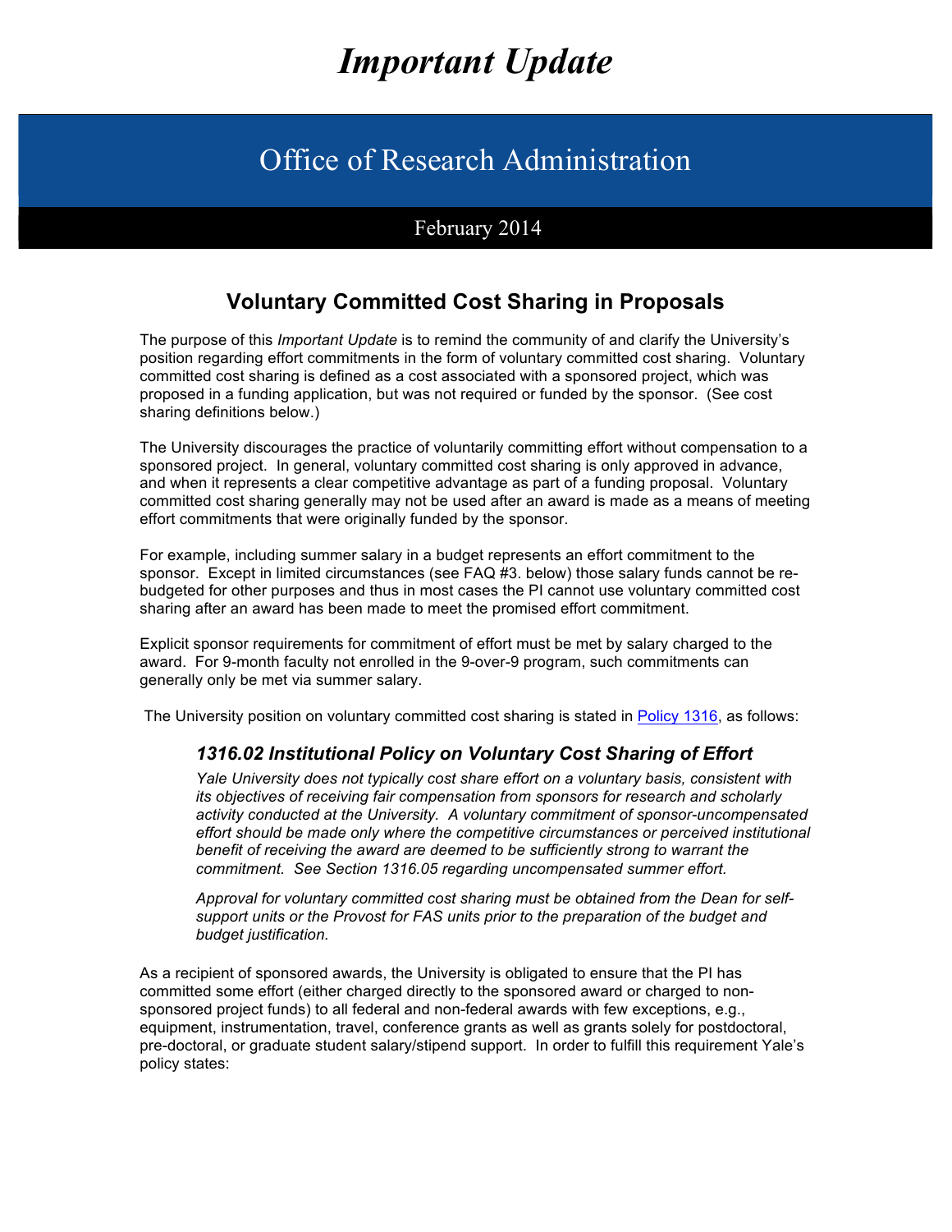# *Important Update*

## Office of Research Administration

February 2014

### Voluntary Committed Cost Sharing in Proposals

The purpose of this *Important Update* is to remind the community of and clarify the University's position regarding effort commitments in the form of voluntary committed cost sharing. Voluntary committed cost sharing is defined as a cost associated with a sponsored project, which was proposed in a funding application, but was not required or funded by the sponsor. (See cost sharing definitions below.)

The University discourages the practice of voluntarily committing effort without compensation to a sponsored project. In general, voluntary committed cost sharing is only approved in advance, and when it represents a clear competitive advantage as part of a funding proposal. Voluntary committed cost sharing generally may not be used after an award is made as a means of meeting effort commitments that were originally funded by the sponsor.

For example, including summer salary in a budget represents an effort commitment to the sponsor. Except in limited circumstances (see FAQ #3. below) those salary funds cannot be re-budgeted for other purposes and thus in most cases the PI cannot use voluntary committed cost sharing after an award has been made to meet the promised effort commitment.

Explicit sponsor requirements for commitment of effort must be met by salary charged to the award. For 9-month faculty not enrolled in the 9-over-9 program, such commitments can generally only be met via summer salary.

The University position on voluntary committed cost sharing is stated in Policy 1316, as follows:

> #### *1316.02 Institutional Policy on Voluntary Cost Sharing of Effort*
>
> *Yale University does not typically cost share effort on a voluntary basis, consistent with its objectives of receiving fair compensation from sponsors for research and scholarly activity conducted at the University. A voluntary commitment of sponsor-uncompensated effort should be made only where the competitive circumstances or perceived institutional benefit of receiving the award are deemed to be sufficiently strong to warrant the commitment. See Section 1316.05 regarding uncompensated summer effort.*
>
> *Approval for voluntary committed cost sharing must be obtained from the Dean for self-support units or the Provost for FAS units prior to the preparation of the budget and budget justification.*

As a recipient of sponsored awards, the University is obligated to ensure that the PI has committed some effort (either charged directly to the sponsored award or charged to non-sponsored project funds) to all federal and non-federal awards with few exceptions, e.g., equipment, instrumentation, travel, conference grants as well as grants solely for postdoctoral, pre-doctoral, or graduate student salary/stipend support. In order to fulfill this requirement Yale's policy states: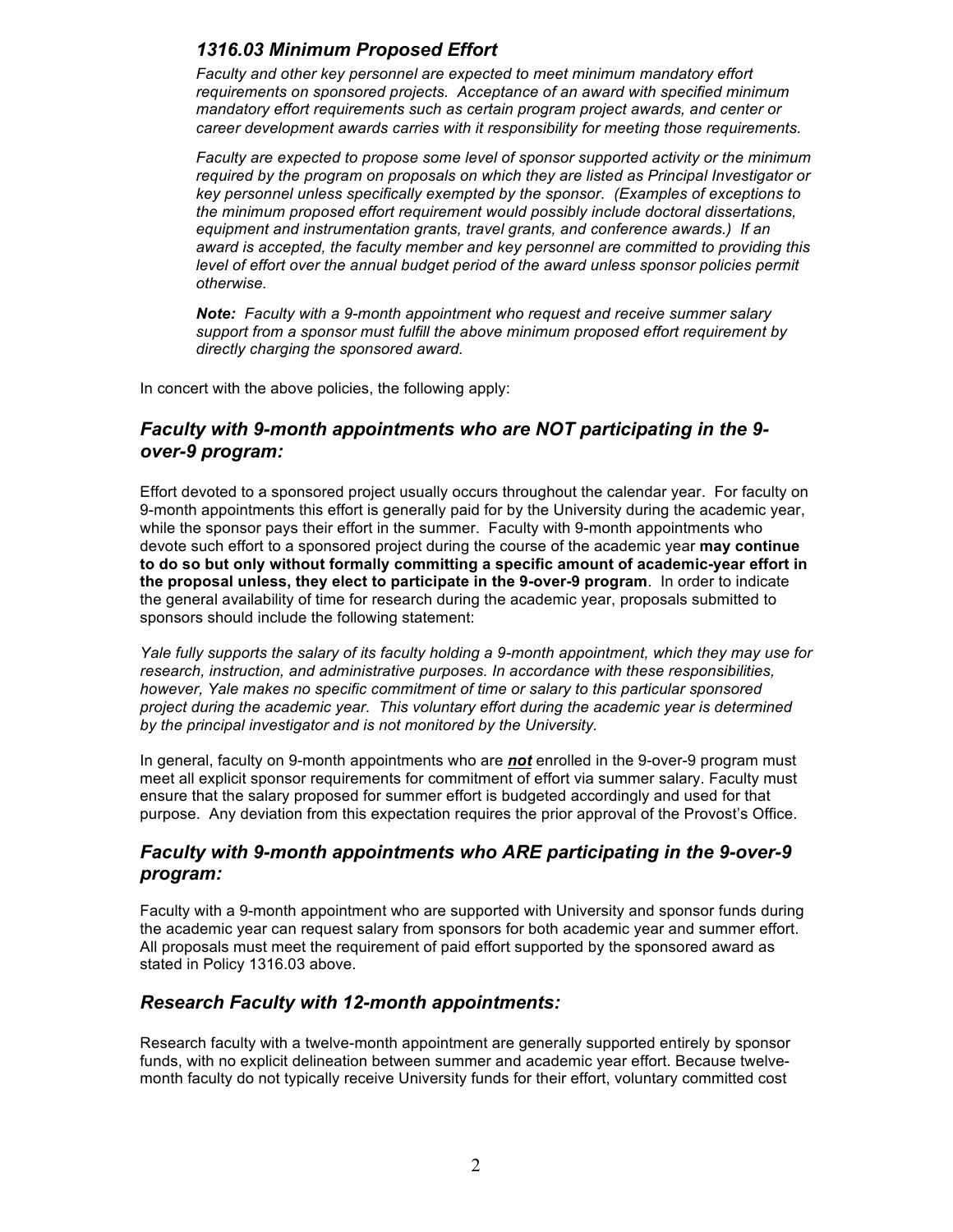### *1316.03 Minimum Proposed Effort*

*Faculty and other key personnel are expected to meet minimum mandatory effort requirements on sponsored projects. Acceptance of an award with specified minimum mandatory effort requirements such as certain program project awards, and center or career development awards carries with it responsibility for meeting those requirements.*

*Faculty are expected to propose some level of sponsor supported activity or the minimum required by the program on proposals on which they are listed as Principal Investigator or key personnel unless specifically exempted by the sponsor. (Examples of exceptions to the minimum proposed effort requirement would possibly include doctoral dissertations, equipment and instrumentation grants, travel grants, and conference awards.) If an award is accepted, the faculty member and key personnel are committed to providing this level of effort over the annual budget period of the award unless sponsor policies permit otherwise.*

***Note:*** *Faculty with a 9-month appointment who request and receive summer salary support from a sponsor must fulfill the above minimum proposed effort requirement by directly charging the sponsored award.*

In concert with the above policies, the following apply:

## *Faculty with 9-month appointments who are NOT participating in the 9-over-9 program:*

Effort devoted to a sponsored project usually occurs throughout the calendar year. For faculty on 9-month appointments this effort is generally paid for by the University during the academic year, while the sponsor pays their effort in the summer. Faculty with 9-month appointments who devote such effort to a sponsored project during the course of the academic year **may continue to do so but only without formally committing a specific amount of academic-year effort in the proposal unless, they elect to participate in the 9-over-9 program**. In order to indicate the general availability of time for research during the academic year, proposals submitted to sponsors should include the following statement:

*Yale fully supports the salary of its faculty holding a 9-month appointment, which they may use for research, instruction, and administrative purposes. In accordance with these responsibilities, however, Yale makes no specific commitment of time or salary to this particular sponsored project during the academic year. This voluntary effort during the academic year is determined by the principal investigator and is not monitored by the University.*

In general, faculty on 9-month appointments who are ***not*** enrolled in the 9-over-9 program must meet all explicit sponsor requirements for commitment of effort via summer salary. Faculty must ensure that the salary proposed for summer effort is budgeted accordingly and used for that purpose. Any deviation from this expectation requires the prior approval of the Provost's Office.

## *Faculty with 9-month appointments who ARE participating in the 9-over-9 program:*

Faculty with a 9-month appointment who are supported with University and sponsor funds during the academic year can request salary from sponsors for both academic year and summer effort. All proposals must meet the requirement of paid effort supported by the sponsored award as stated in Policy 1316.03 above.

## *Research Faculty with 12-month appointments:*

Research faculty with a twelve-month appointment are generally supported entirely by sponsor funds, with no explicit delineation between summer and academic year effort. Because twelve-month faculty do not typically receive University funds for their effort, voluntary committed cost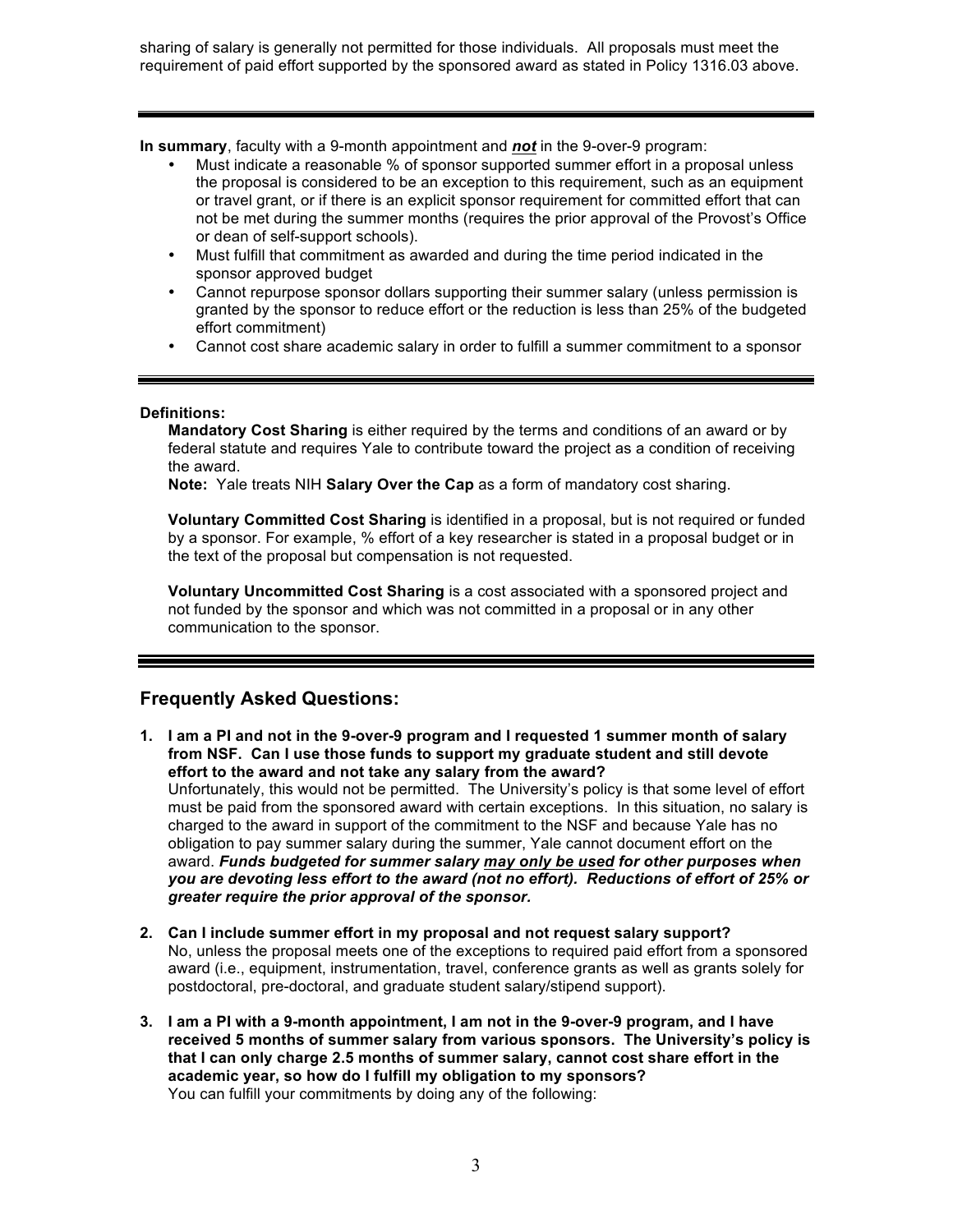sharing of salary is generally not permitted for those individuals. All proposals must meet the requirement of paid effort supported by the sponsored award as stated in Policy 1316.03 above.

---

**In summary**, faculty with a 9-month appointment and ***not*** in the 9-over-9 program:

- Must indicate a reasonable % of sponsor supported summer effort in a proposal unless the proposal is considered to be an exception to this requirement, such as an equipment or travel grant, or if there is an explicit sponsor requirement for committed effort that can not be met during the summer months (requires the prior approval of the Provost's Office or dean of self-support schools).
- Must fulfill that commitment as awarded and during the time period indicated in the sponsor approved budget
- Cannot repurpose sponsor dollars supporting their summer salary (unless permission is granted by the sponsor to reduce effort or the reduction is less than 25% of the budgeted effort commitment)
- Cannot cost share academic salary in order to fulfill a summer commitment to a sponsor

---

**Definitions:**

**Mandatory Cost Sharing** is either required by the terms and conditions of an award or by federal statute and requires Yale to contribute toward the project as a condition of receiving the award.
**Note:** Yale treats NIH **Salary Over the Cap** as a form of mandatory cost sharing.

**Voluntary Committed Cost Sharing** is identified in a proposal, but is not required or funded by a sponsor. For example, % effort of a key researcher is stated in a proposal budget or in the text of the proposal but compensation is not requested.

**Voluntary Uncommitted Cost Sharing** is a cost associated with a sponsored project and not funded by the sponsor and which was not committed in a proposal or in any other communication to the sponsor.

---

## Frequently Asked Questions:

1. **I am a PI and not in the 9-over-9 program and I requested 1 summer month of salary from NSF. Can I use those funds to support my graduate student and still devote effort to the award and not take any salary from the award?**
   Unfortunately, this would not be permitted. The University's policy is that some level of effort must be paid from the sponsored award with certain exceptions. In this situation, no salary is charged to the award in support of the commitment to the NSF and because Yale has no obligation to pay summer salary during the summer, Yale cannot document effort on the award. ***Funds budgeted for summer salary <u>may only be used</u> for other purposes when you are devoting less effort to the award (not no effort). Reductions of effort of 25% or greater require the prior approval of the sponsor.***

2. **Can I include summer effort in my proposal and not request salary support?**
   No, unless the proposal meets one of the exceptions to required paid effort from a sponsored award (i.e., equipment, instrumentation, travel, conference grants as well as grants solely for postdoctoral, pre-doctoral, and graduate student salary/stipend support).

3. **I am a PI with a 9-month appointment, I am not in the 9-over-9 program, and I have received 5 months of summer salary from various sponsors. The University's policy is that I can only charge 2.5 months of summer salary, cannot cost share effort in the academic year, so how do I fulfill my obligation to my sponsors?**
   You can fulfill your commitments by doing any of the following: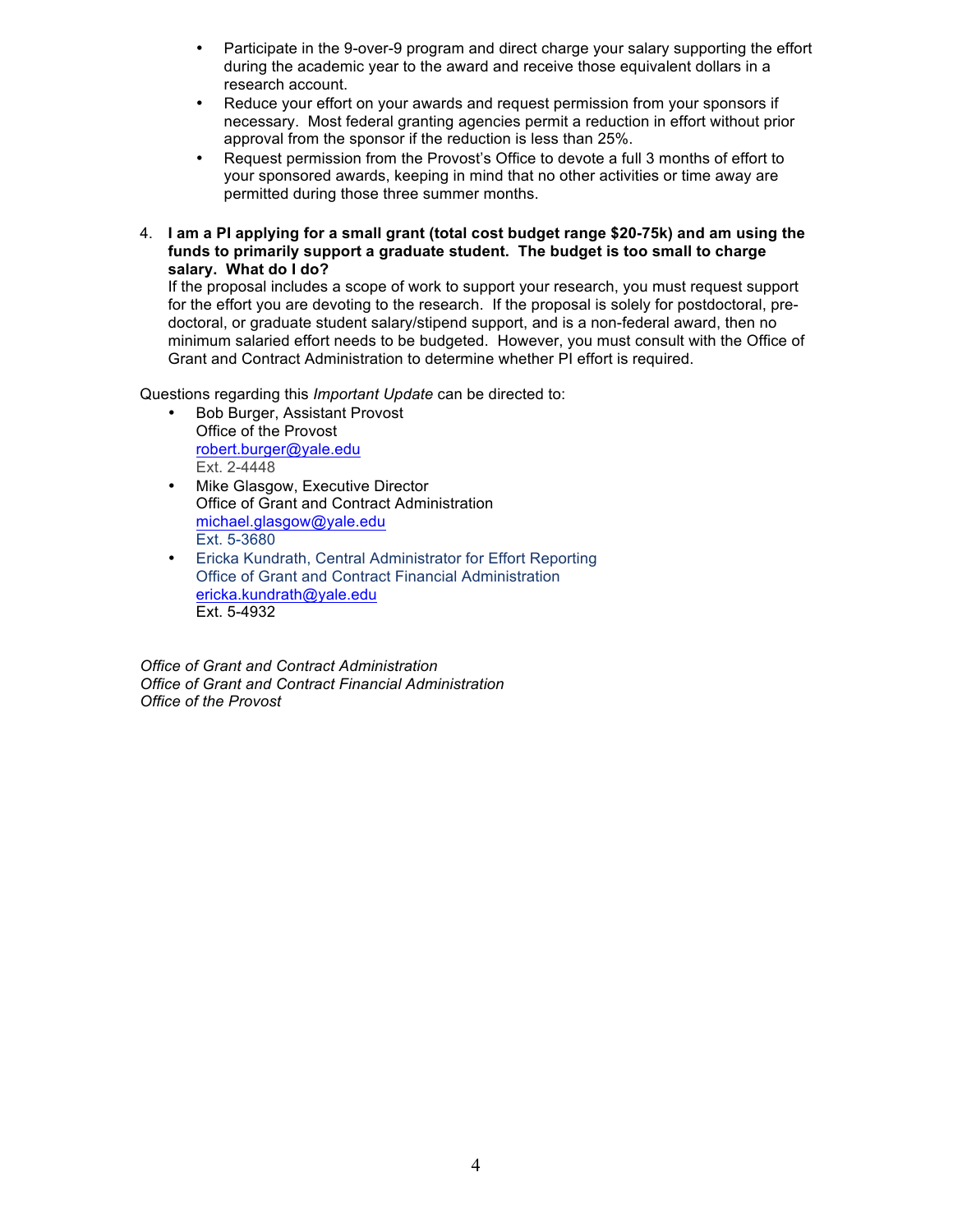- Participate in the 9-over-9 program and direct charge your salary supporting the effort during the academic year to the award and receive those equivalent dollars in a research account.
- Reduce your effort on your awards and request permission from your sponsors if necessary. Most federal granting agencies permit a reduction in effort without prior approval from the sponsor if the reduction is less than 25%.
- Request permission from the Provost's Office to devote a full 3 months of effort to your sponsored awards, keeping in mind that no other activities or time away are permitted during those three summer months.

4. **I am a PI applying for a small grant (total cost budget range $20-75k) and am using the funds to primarily support a graduate student. The budget is too small to charge salary. What do I do?**
   If the proposal includes a scope of work to support your research, you must request support for the effort you are devoting to the research. If the proposal is solely for postdoctoral, pre-doctoral, or graduate student salary/stipend support, and is a non-federal award, then no minimum salaried effort needs to be budgeted. However, you must consult with the Office of Grant and Contract Administration to determine whether PI effort is required.

Questions regarding this *Important Update* can be directed to:

- Bob Burger, Assistant Provost
  Office of the Provost
  robert.burger@yale.edu
  Ext. 2-4448
- Mike Glasgow, Executive Director
  Office of Grant and Contract Administration
  michael.glasgow@yale.edu
  Ext. 5-3680
- Ericka Kundrath, Central Administrator for Effort Reporting
  Office of Grant and Contract Financial Administration
  ericka.kundrath@yale.edu
  Ext. 5-4932

*Office of Grant and Contract Administration*
*Office of Grant and Contract Financial Administration*
*Office of the Provost*